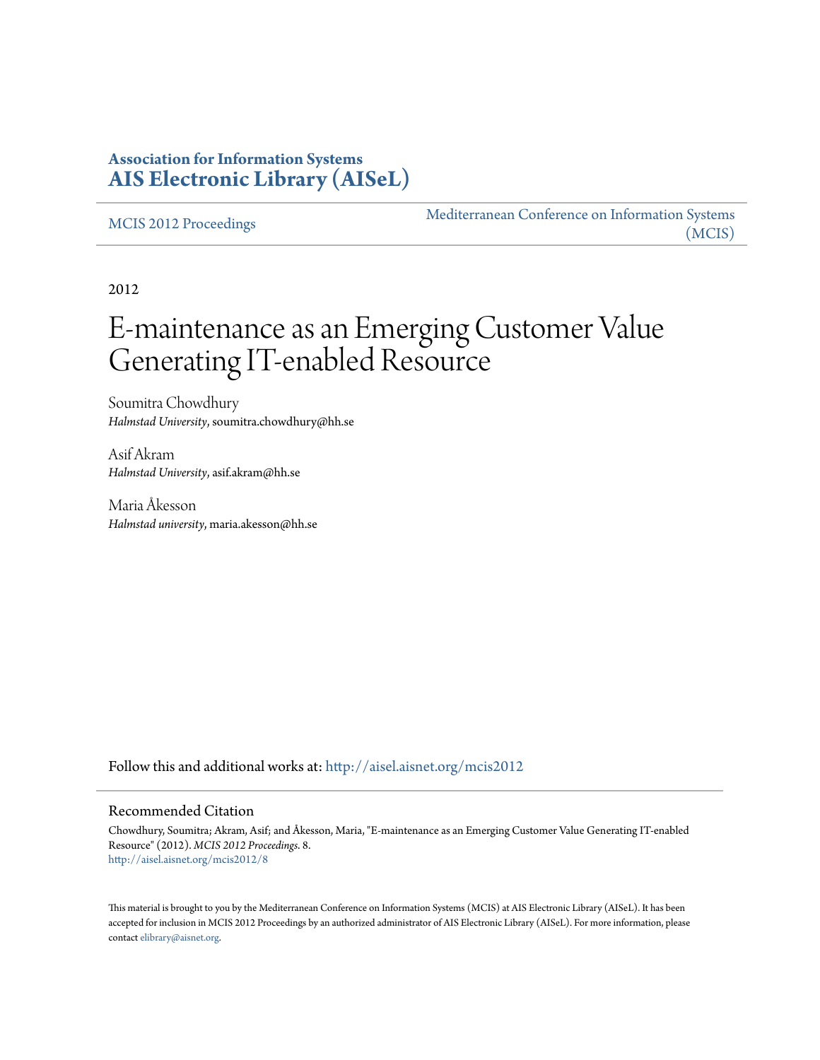**Association for Information Systems**
**[AIS Electronic Library (AISeL)](http://aisel.aisnet.org)**

MCIS 2012 Proceedings | Mediterranean Conference on Information Systems (MCIS)

2012

# E-maintenance as an Emerging Customer Value Generating IT-enabled Resource

Soumitra Chowdhury
*Halmstad University*, soumitra.chowdhury@hh.se

Asif Akram
*Halmstad University*, asif.akram@hh.se

Maria Åkesson
*Halmstad university*, maria.akesson@hh.se

Follow this and additional works at: http://aisel.aisnet.org/mcis2012

## Recommended Citation

Chowdhury, Soumitra; Akram, Asif; and Åkesson, Maria, "E-maintenance as an Emerging Customer Value Generating IT-enabled Resource" (2012). *MCIS 2012 Proceedings*. 8.
http://aisel.aisnet.org/mcis2012/8

This material is brought to you by the Mediterranean Conference on Information Systems (MCIS) at AIS Electronic Library (AISeL). It has been accepted for inclusion in MCIS 2012 Proceedings by an authorized administrator of AIS Electronic Library (AISeL). For more information, please contact elibrary@aisnet.org.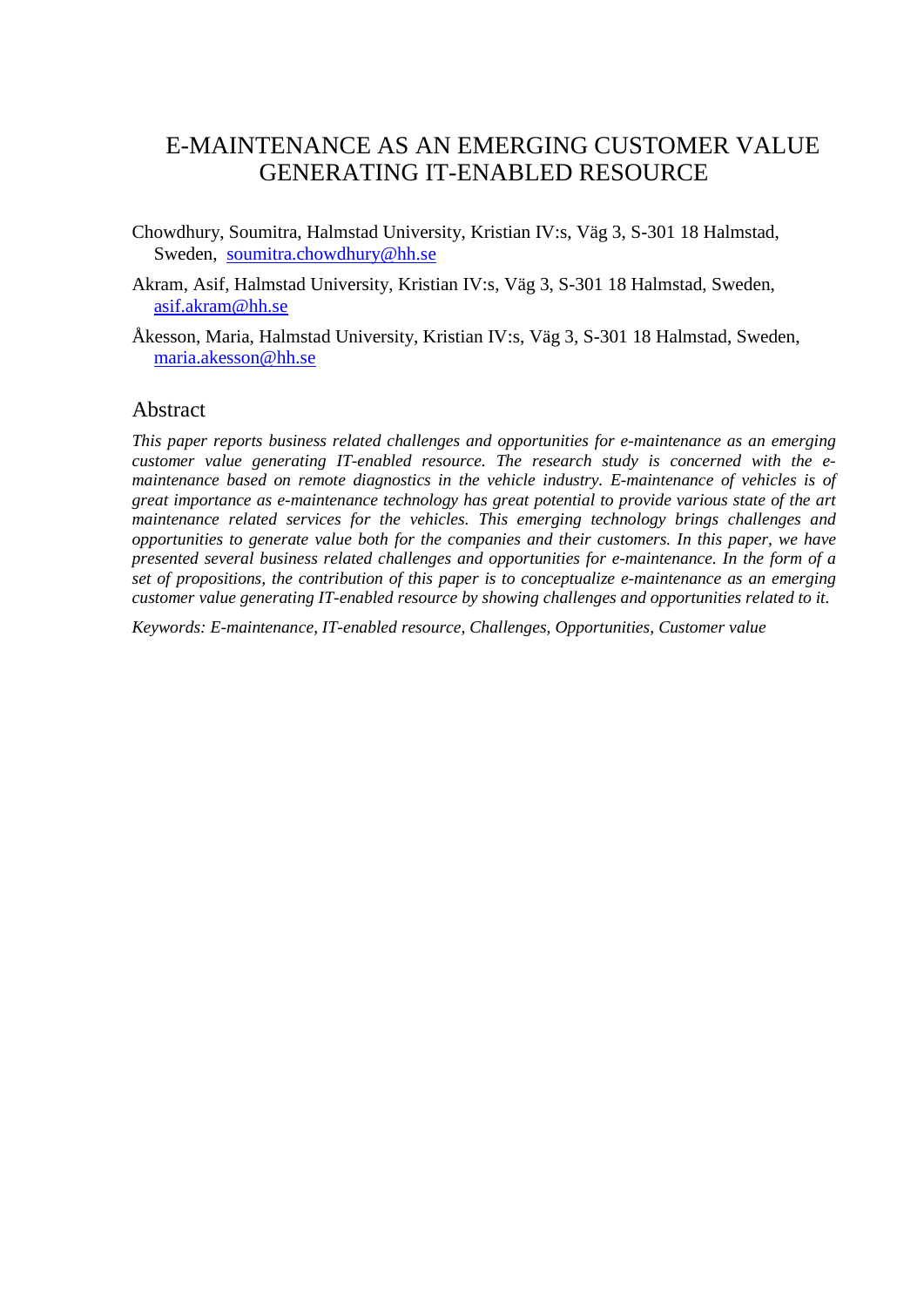# E-MAINTENANCE AS AN EMERGING CUSTOMER VALUE GENERATING IT-ENABLED RESOURCE

Chowdhury, Soumitra, Halmstad University, Kristian IV:s, Väg 3, S-301 18 Halmstad, Sweden, soumitra.chowdhury@hh.se

Akram, Asif, Halmstad University, Kristian IV:s, Väg 3, S-301 18 Halmstad, Sweden, asif.akram@hh.se

Åkesson, Maria, Halmstad University, Kristian IV:s, Väg 3, S-301 18 Halmstad, Sweden, maria.akesson@hh.se

## Abstract

*This paper reports business related challenges and opportunities for e-maintenance as an emerging customer value generating IT-enabled resource. The research study is concerned with the e-maintenance based on remote diagnostics in the vehicle industry. E-maintenance of vehicles is of great importance as e-maintenance technology has great potential to provide various state of the art maintenance related services for the vehicles. This emerging technology brings challenges and opportunities to generate value both for the companies and their customers. In this paper, we have presented several business related challenges and opportunities for e-maintenance. In the form of a set of propositions, the contribution of this paper is to conceptualize e-maintenance as an emerging customer value generating IT-enabled resource by showing challenges and opportunities related to it.*

*Keywords: E-maintenance, IT-enabled resource, Challenges, Opportunities, Customer value*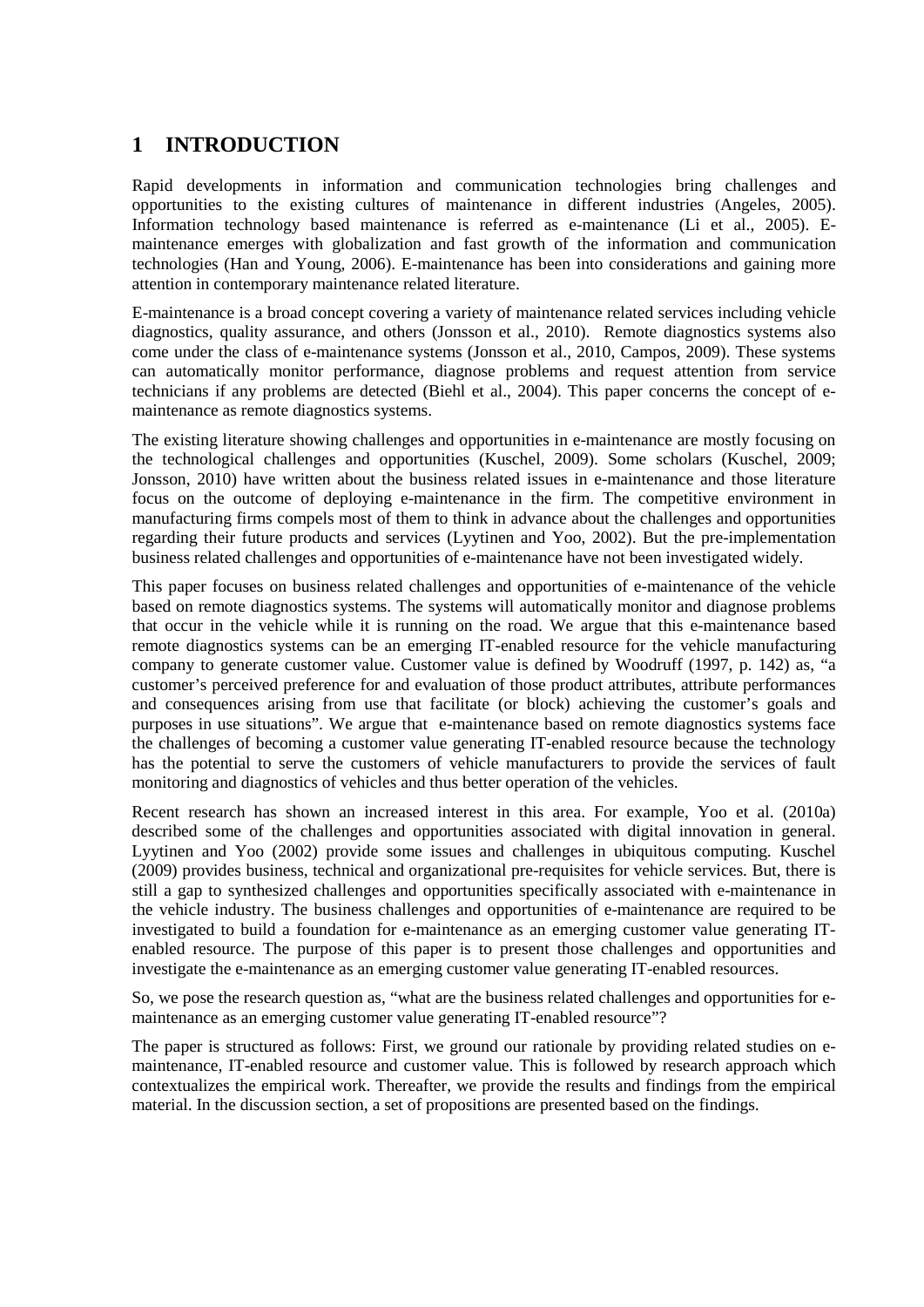# 1 INTRODUCTION

Rapid developments in information and communication technologies bring challenges and opportunities to the existing cultures of maintenance in different industries (Angeles, 2005). Information technology based maintenance is referred as e-maintenance (Li et al., 2005). E-maintenance emerges with globalization and fast growth of the information and communication technologies (Han and Young, 2006). E-maintenance has been into considerations and gaining more attention in contemporary maintenance related literature.

E-maintenance is a broad concept covering a variety of maintenance related services including vehicle diagnostics, quality assurance, and others (Jonsson et al., 2010). Remote diagnostics systems also come under the class of e-maintenance systems (Jonsson et al., 2010, Campos, 2009). These systems can automatically monitor performance, diagnose problems and request attention from service technicians if any problems are detected (Biehl et al., 2004). This paper concerns the concept of e-maintenance as remote diagnostics systems.

The existing literature showing challenges and opportunities in e-maintenance are mostly focusing on the technological challenges and opportunities (Kuschel, 2009). Some scholars (Kuschel, 2009; Jonsson, 2010) have written about the business related issues in e-maintenance and those literature focus on the outcome of deploying e-maintenance in the firm. The competitive environment in manufacturing firms compels most of them to think in advance about the challenges and opportunities regarding their future products and services (Lyytinen and Yoo, 2002). But the pre-implementation business related challenges and opportunities of e-maintenance have not been investigated widely.

This paper focuses on business related challenges and opportunities of e-maintenance of the vehicle based on remote diagnostics systems. The systems will automatically monitor and diagnose problems that occur in the vehicle while it is running on the road. We argue that this e-maintenance based remote diagnostics systems can be an emerging IT-enabled resource for the vehicle manufacturing company to generate customer value. Customer value is defined by Woodruff (1997, p. 142) as, "a customer's perceived preference for and evaluation of those product attributes, attribute performances and consequences arising from use that facilitate (or block) achieving the customer's goals and purposes in use situations". We argue that e-maintenance based on remote diagnostics systems face the challenges of becoming a customer value generating IT-enabled resource because the technology has the potential to serve the customers of vehicle manufacturers to provide the services of fault monitoring and diagnostics of vehicles and thus better operation of the vehicles.

Recent research has shown an increased interest in this area. For example, Yoo et al. (2010a) described some of the challenges and opportunities associated with digital innovation in general. Lyytinen and Yoo (2002) provide some issues and challenges in ubiquitous computing. Kuschel (2009) provides business, technical and organizational pre-requisites for vehicle services. But, there is still a gap to synthesized challenges and opportunities specifically associated with e-maintenance in the vehicle industry. The business challenges and opportunities of e-maintenance are required to be investigated to build a foundation for e-maintenance as an emerging customer value generating IT-enabled resource. The purpose of this paper is to present those challenges and opportunities and investigate the e-maintenance as an emerging customer value generating IT-enabled resources.

So, we pose the research question as, "what are the business related challenges and opportunities for e-maintenance as an emerging customer value generating IT-enabled resource"?

The paper is structured as follows: First, we ground our rationale by providing related studies on e-maintenance, IT-enabled resource and customer value. This is followed by research approach which contextualizes the empirical work. Thereafter, we provide the results and findings from the empirical material. In the discussion section, a set of propositions are presented based on the findings.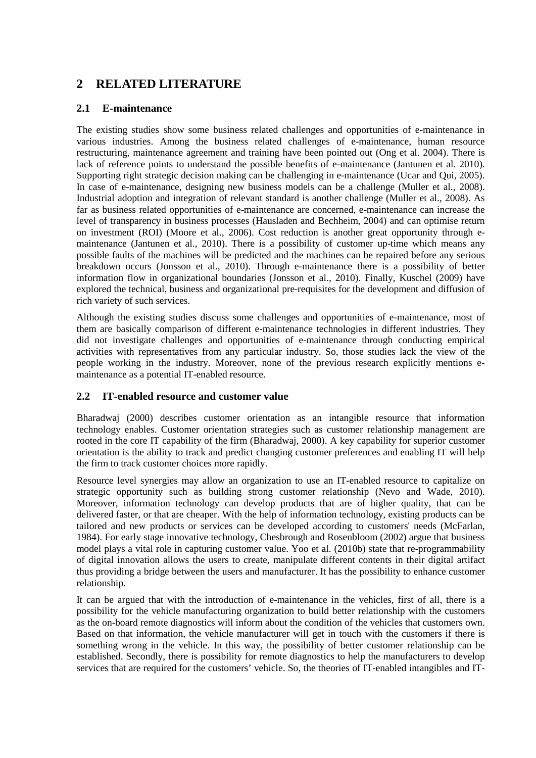# 2 RELATED LITERATURE

## 2.1 E-maintenance

The existing studies show some business related challenges and opportunities of e-maintenance in various industries. Among the business related challenges of e-maintenance, human resource restructuring, maintenance agreement and training have been pointed out (Ong et al. 2004). There is lack of reference points to understand the possible benefits of e-maintenance (Jantunen et al. 2010). Supporting right strategic decision making can be challenging in e-maintenance (Ucar and Qui, 2005). In case of e-maintenance, designing new business models can be a challenge (Muller et al., 2008). Industrial adoption and integration of relevant standard is another challenge (Muller et al., 2008). As far as business related opportunities of e-maintenance are concerned, e-maintenance can increase the level of transparency in business processes (Hausladen and Bechheim, 2004) and can optimise return on investment (ROI) (Moore et al., 2006). Cost reduction is another great opportunity through e-maintenance (Jantunen et al., 2010). There is a possibility of customer up-time which means any possible faults of the machines will be predicted and the machines can be repaired before any serious breakdown occurs (Jonsson et al., 2010). Through e-maintenance there is a possibility of better information flow in organizational boundaries (Jonsson et al., 2010). Finally, Kuschel (2009) have explored the technical, business and organizational pre-requisites for the development and diffusion of rich variety of such services.

Although the existing studies discuss some challenges and opportunities of e-maintenance, most of them are basically comparison of different e-maintenance technologies in different industries. They did not investigate challenges and opportunities of e-maintenance through conducting empirical activities with representatives from any particular industry. So, those studies lack the view of the people working in the industry. Moreover, none of the previous research explicitly mentions e-maintenance as a potential IT-enabled resource.

## 2.2 IT-enabled resource and customer value

Bharadwaj (2000) describes customer orientation as an intangible resource that information technology enables. Customer orientation strategies such as customer relationship management are rooted in the core IT capability of the firm (Bharadwaj, 2000). A key capability for superior customer orientation is the ability to track and predict changing customer preferences and enabling IT will help the firm to track customer choices more rapidly.

Resource level synergies may allow an organization to use an IT-enabled resource to capitalize on strategic opportunity such as building strong customer relationship (Nevo and Wade, 2010). Moreover, information technology can develop products that are of higher quality, that can be delivered faster, or that are cheaper. With the help of information technology, existing products can be tailored and new products or services can be developed according to customers' needs (McFarlan, 1984). For early stage innovative technology, Chesbrough and Rosenbloom (2002) argue that business model plays a vital role in capturing customer value. Yoo et al. (2010b) state that re-programmability of digital innovation allows the users to create, manipulate different contents in their digital artifact thus providing a bridge between the users and manufacturer. It has the possibility to enhance customer relationship.

It can be argued that with the introduction of e-maintenance in the vehicles, first of all, there is a possibility for the vehicle manufacturing organization to build better relationship with the customers as the on-board remote diagnostics will inform about the condition of the vehicles that customers own. Based on that information, the vehicle manufacturer will get in touch with the customers if there is something wrong in the vehicle. In this way, the possibility of better customer relationship can be established. Secondly, there is possibility for remote diagnostics to help the manufacturers to develop services that are required for the customers' vehicle. So, the theories of IT-enabled intangibles and IT-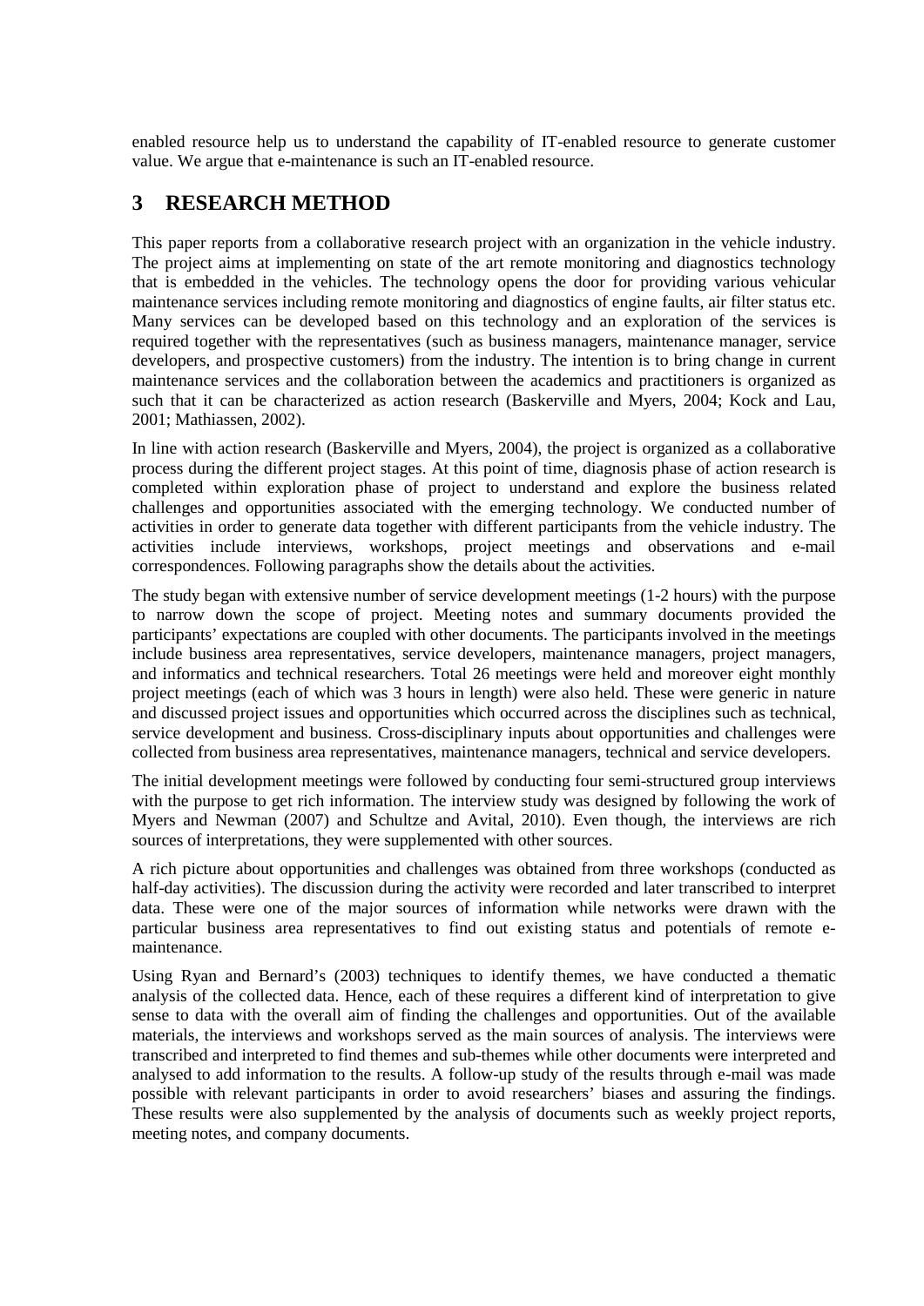enabled resource help us to understand the capability of IT-enabled resource to generate customer value. We argue that e-maintenance is such an IT-enabled resource.

# 3 RESEARCH METHOD

This paper reports from a collaborative research project with an organization in the vehicle industry. The project aims at implementing on state of the art remote monitoring and diagnostics technology that is embedded in the vehicles. The technology opens the door for providing various vehicular maintenance services including remote monitoring and diagnostics of engine faults, air filter status etc. Many services can be developed based on this technology and an exploration of the services is required together with the representatives (such as business managers, maintenance manager, service developers, and prospective customers) from the industry. The intention is to bring change in current maintenance services and the collaboration between the academics and practitioners is organized as such that it can be characterized as action research (Baskerville and Myers, 2004; Kock and Lau, 2001; Mathiassen, 2002).

In line with action research (Baskerville and Myers, 2004), the project is organized as a collaborative process during the different project stages. At this point of time, diagnosis phase of action research is completed within exploration phase of project to understand and explore the business related challenges and opportunities associated with the emerging technology. We conducted number of activities in order to generate data together with different participants from the vehicle industry. The activities include interviews, workshops, project meetings and observations and e-mail correspondences. Following paragraphs show the details about the activities.

The study began with extensive number of service development meetings (1-2 hours) with the purpose to narrow down the scope of project. Meeting notes and summary documents provided the participants' expectations are coupled with other documents. The participants involved in the meetings include business area representatives, service developers, maintenance managers, project managers, and informatics and technical researchers. Total 26 meetings were held and moreover eight monthly project meetings (each of which was 3 hours in length) were also held. These were generic in nature and discussed project issues and opportunities which occurred across the disciplines such as technical, service development and business. Cross-disciplinary inputs about opportunities and challenges were collected from business area representatives, maintenance managers, technical and service developers.

The initial development meetings were followed by conducting four semi-structured group interviews with the purpose to get rich information. The interview study was designed by following the work of Myers and Newman (2007) and Schultze and Avital, 2010). Even though, the interviews are rich sources of interpretations, they were supplemented with other sources.

A rich picture about opportunities and challenges was obtained from three workshops (conducted as half-day activities). The discussion during the activity were recorded and later transcribed to interpret data. These were one of the major sources of information while networks were drawn with the particular business area representatives to find out existing status and potentials of remote e-maintenance.

Using Ryan and Bernard's (2003) techniques to identify themes, we have conducted a thematic analysis of the collected data. Hence, each of these requires a different kind of interpretation to give sense to data with the overall aim of finding the challenges and opportunities. Out of the available materials, the interviews and workshops served as the main sources of analysis. The interviews were transcribed and interpreted to find themes and sub-themes while other documents were interpreted and analysed to add information to the results. A follow-up study of the results through e-mail was made possible with relevant participants in order to avoid researchers' biases and assuring the findings. These results were also supplemented by the analysis of documents such as weekly project reports, meeting notes, and company documents.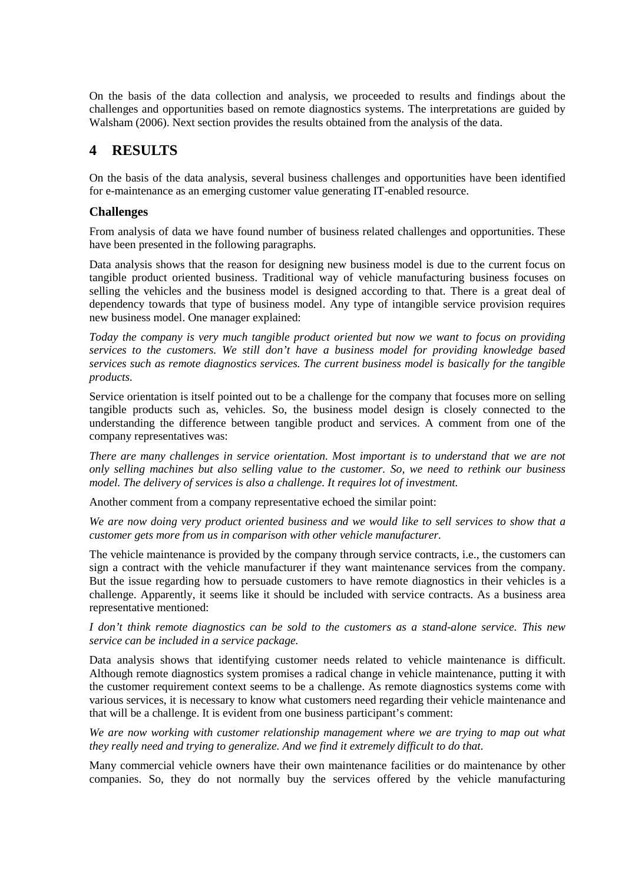On the basis of the data collection and analysis, we proceeded to results and findings about the challenges and opportunities based on remote diagnostics systems. The interpretations are guided by Walsham (2006). Next section provides the results obtained from the analysis of the data.

# 4 RESULTS

On the basis of the data analysis, several business challenges and opportunities have been identified for e-maintenance as an emerging customer value generating IT-enabled resource.

### Challenges

From analysis of data we have found number of business related challenges and opportunities. These have been presented in the following paragraphs.

Data analysis shows that the reason for designing new business model is due to the current focus on tangible product oriented business. Traditional way of vehicle manufacturing business focuses on selling the vehicles and the business model is designed according to that. There is a great deal of dependency towards that type of business model. Any type of intangible service provision requires new business model. One manager explained:

*Today the company is very much tangible product oriented but now we want to focus on providing services to the customers. We still don't have a business model for providing knowledge based services such as remote diagnostics services. The current business model is basically for the tangible products.*

Service orientation is itself pointed out to be a challenge for the company that focuses more on selling tangible products such as, vehicles. So, the business model design is closely connected to the understanding the difference between tangible product and services. A comment from one of the company representatives was:

*There are many challenges in service orientation. Most important is to understand that we are not only selling machines but also selling value to the customer. So, we need to rethink our business model. The delivery of services is also a challenge. It requires lot of investment.*

Another comment from a company representative echoed the similar point:

*We are now doing very product oriented business and we would like to sell services to show that a customer gets more from us in comparison with other vehicle manufacturer.*

The vehicle maintenance is provided by the company through service contracts, i.e., the customers can sign a contract with the vehicle manufacturer if they want maintenance services from the company. But the issue regarding how to persuade customers to have remote diagnostics in their vehicles is a challenge. Apparently, it seems like it should be included with service contracts. As a business area representative mentioned:

*I don't think remote diagnostics can be sold to the customers as a stand-alone service. This new service can be included in a service package.*

Data analysis shows that identifying customer needs related to vehicle maintenance is difficult. Although remote diagnostics system promises a radical change in vehicle maintenance, putting it with the customer requirement context seems to be a challenge. As remote diagnostics systems come with various services, it is necessary to know what customers need regarding their vehicle maintenance and that will be a challenge. It is evident from one business participant's comment:

*We are now working with customer relationship management where we are trying to map out what they really need and trying to generalize. And we find it extremely difficult to do that.*

Many commercial vehicle owners have their own maintenance facilities or do maintenance by other companies. So, they do not normally buy the services offered by the vehicle manufacturing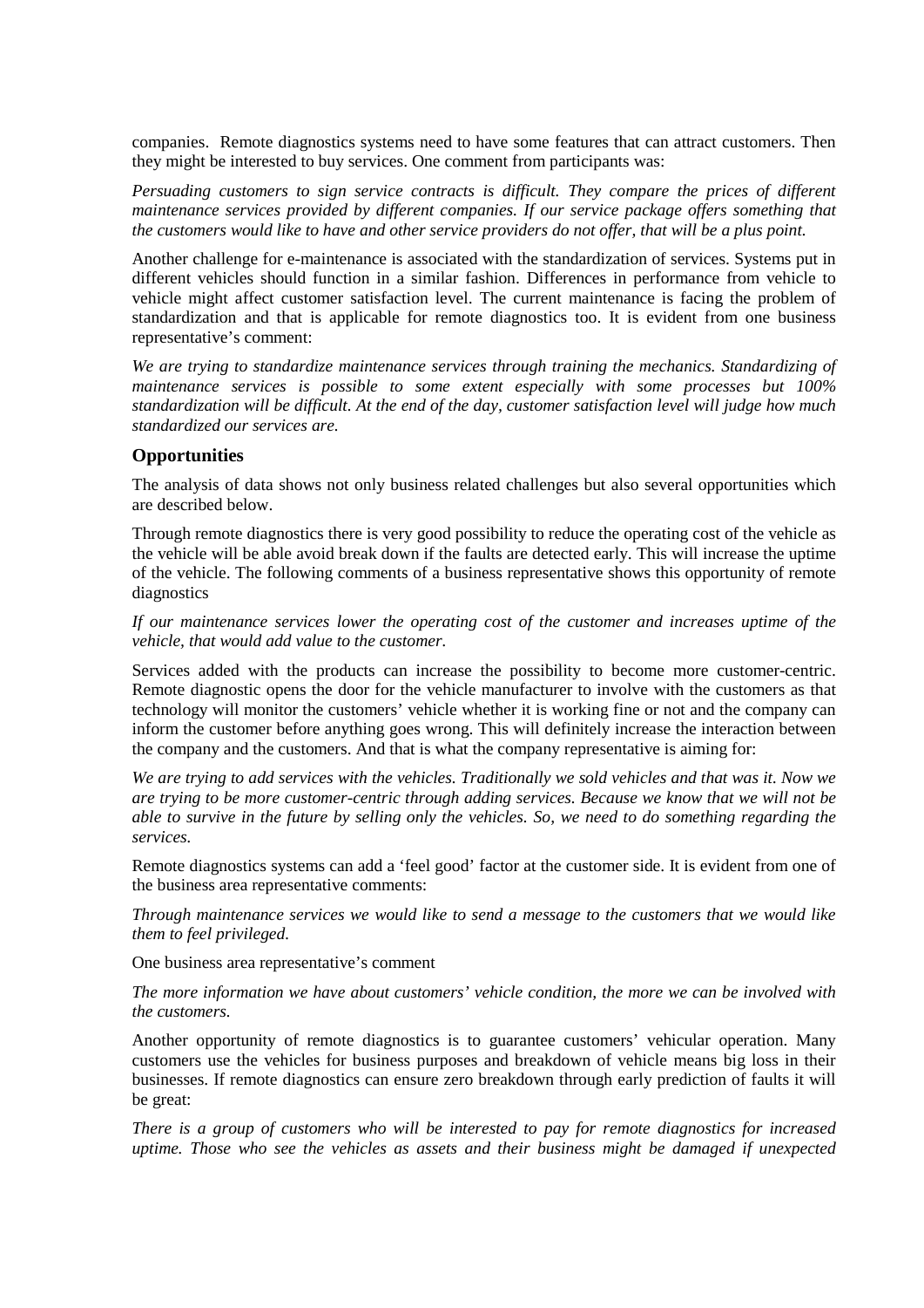companies. Remote diagnostics systems need to have some features that can attract customers. Then they might be interested to buy services. One comment from participants was:

*Persuading customers to sign service contracts is difficult. They compare the prices of different maintenance services provided by different companies. If our service package offers something that the customers would like to have and other service providers do not offer, that will be a plus point.*

Another challenge for e-maintenance is associated with the standardization of services. Systems put in different vehicles should function in a similar fashion. Differences in performance from vehicle to vehicle might affect customer satisfaction level. The current maintenance is facing the problem of standardization and that is applicable for remote diagnostics too. It is evident from one business representative's comment:

*We are trying to standardize maintenance services through training the mechanics. Standardizing of maintenance services is possible to some extent especially with some processes but 100% standardization will be difficult. At the end of the day, customer satisfaction level will judge how much standardized our services are.*

## Opportunities

The analysis of data shows not only business related challenges but also several opportunities which are described below.

Through remote diagnostics there is very good possibility to reduce the operating cost of the vehicle as the vehicle will be able avoid break down if the faults are detected early. This will increase the uptime of the vehicle. The following comments of a business representative shows this opportunity of remote diagnostics

*If our maintenance services lower the operating cost of the customer and increases uptime of the vehicle, that would add value to the customer.*

Services added with the products can increase the possibility to become more customer-centric. Remote diagnostic opens the door for the vehicle manufacturer to involve with the customers as that technology will monitor the customers' vehicle whether it is working fine or not and the company can inform the customer before anything goes wrong. This will definitely increase the interaction between the company and the customers. And that is what the company representative is aiming for:

*We are trying to add services with the vehicles. Traditionally we sold vehicles and that was it. Now we are trying to be more customer-centric through adding services. Because we know that we will not be able to survive in the future by selling only the vehicles. So, we need to do something regarding the services.*

Remote diagnostics systems can add a 'feel good' factor at the customer side. It is evident from one of the business area representative comments:

*Through maintenance services we would like to send a message to the customers that we would like them to feel privileged.*

One business area representative's comment

*The more information we have about customers' vehicle condition, the more we can be involved with the customers.*

Another opportunity of remote diagnostics is to guarantee customers' vehicular operation. Many customers use the vehicles for business purposes and breakdown of vehicle means big loss in their businesses. If remote diagnostics can ensure zero breakdown through early prediction of faults it will be great:

*There is a group of customers who will be interested to pay for remote diagnostics for increased uptime. Those who see the vehicles as assets and their business might be damaged if unexpected*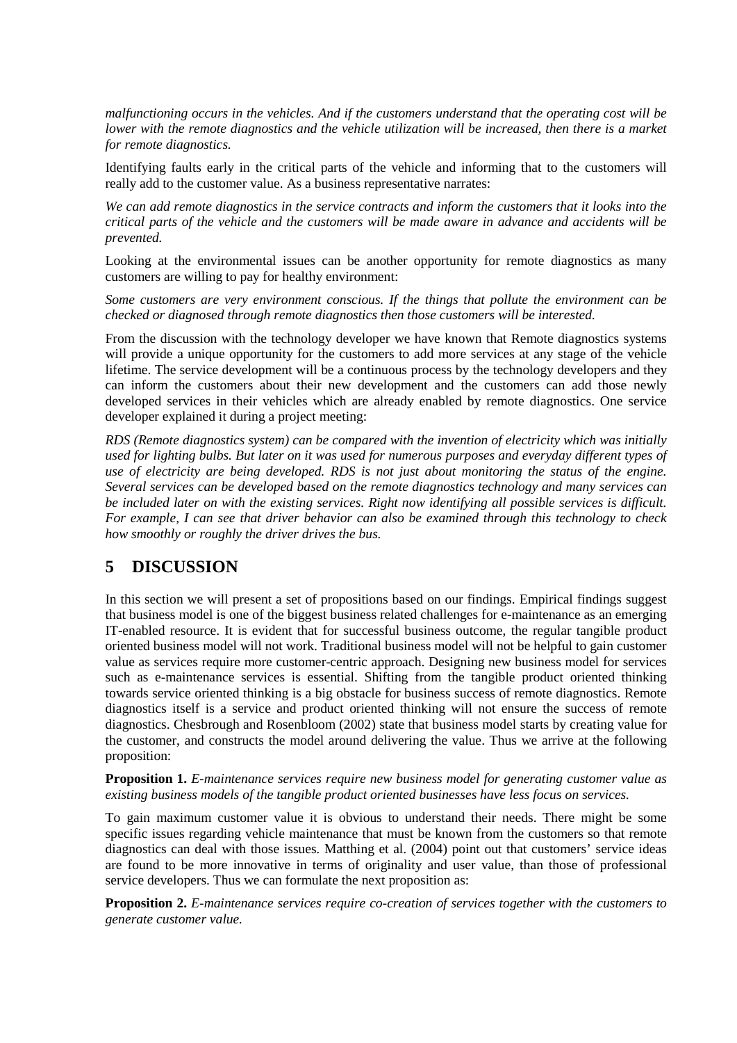*malfunctioning occurs in the vehicles. And if the customers understand that the operating cost will be lower with the remote diagnostics and the vehicle utilization will be increased, then there is a market for remote diagnostics.*

Identifying faults early in the critical parts of the vehicle and informing that to the customers will really add to the customer value. As a business representative narrates:

*We can add remote diagnostics in the service contracts and inform the customers that it looks into the critical parts of the vehicle and the customers will be made aware in advance and accidents will be prevented.*

Looking at the environmental issues can be another opportunity for remote diagnostics as many customers are willing to pay for healthy environment:

*Some customers are very environment conscious. If the things that pollute the environment can be checked or diagnosed through remote diagnostics then those customers will be interested.*

From the discussion with the technology developer we have known that Remote diagnostics systems will provide a unique opportunity for the customers to add more services at any stage of the vehicle lifetime. The service development will be a continuous process by the technology developers and they can inform the customers about their new development and the customers can add those newly developed services in their vehicles which are already enabled by remote diagnostics. One service developer explained it during a project meeting:

*RDS (Remote diagnostics system) can be compared with the invention of electricity which was initially used for lighting bulbs. But later on it was used for numerous purposes and everyday different types of use of electricity are being developed. RDS is not just about monitoring the status of the engine. Several services can be developed based on the remote diagnostics technology and many services can be included later on with the existing services. Right now identifying all possible services is difficult. For example, I can see that driver behavior can also be examined through this technology to check how smoothly or roughly the driver drives the bus.*

# 5 DISCUSSION

In this section we will present a set of propositions based on our findings. Empirical findings suggest that business model is one of the biggest business related challenges for e-maintenance as an emerging IT-enabled resource. It is evident that for successful business outcome, the regular tangible product oriented business model will not work. Traditional business model will not be helpful to gain customer value as services require more customer-centric approach. Designing new business model for services such as e-maintenance services is essential. Shifting from the tangible product oriented thinking towards service oriented thinking is a big obstacle for business success of remote diagnostics. Remote diagnostics itself is a service and product oriented thinking will not ensure the success of remote diagnostics. Chesbrough and Rosenbloom (2002) state that business model starts by creating value for the customer, and constructs the model around delivering the value. Thus we arrive at the following proposition:

**Proposition 1.** *E-maintenance services require new business model for generating customer value as existing business models of the tangible product oriented businesses have less focus on services.*

To gain maximum customer value it is obvious to understand their needs. There might be some specific issues regarding vehicle maintenance that must be known from the customers so that remote diagnostics can deal with those issues. Matthing et al. (2004) point out that customers' service ideas are found to be more innovative in terms of originality and user value, than those of professional service developers. Thus we can formulate the next proposition as:

**Proposition 2.** *E-maintenance services require co-creation of services together with the customers to generate customer value.*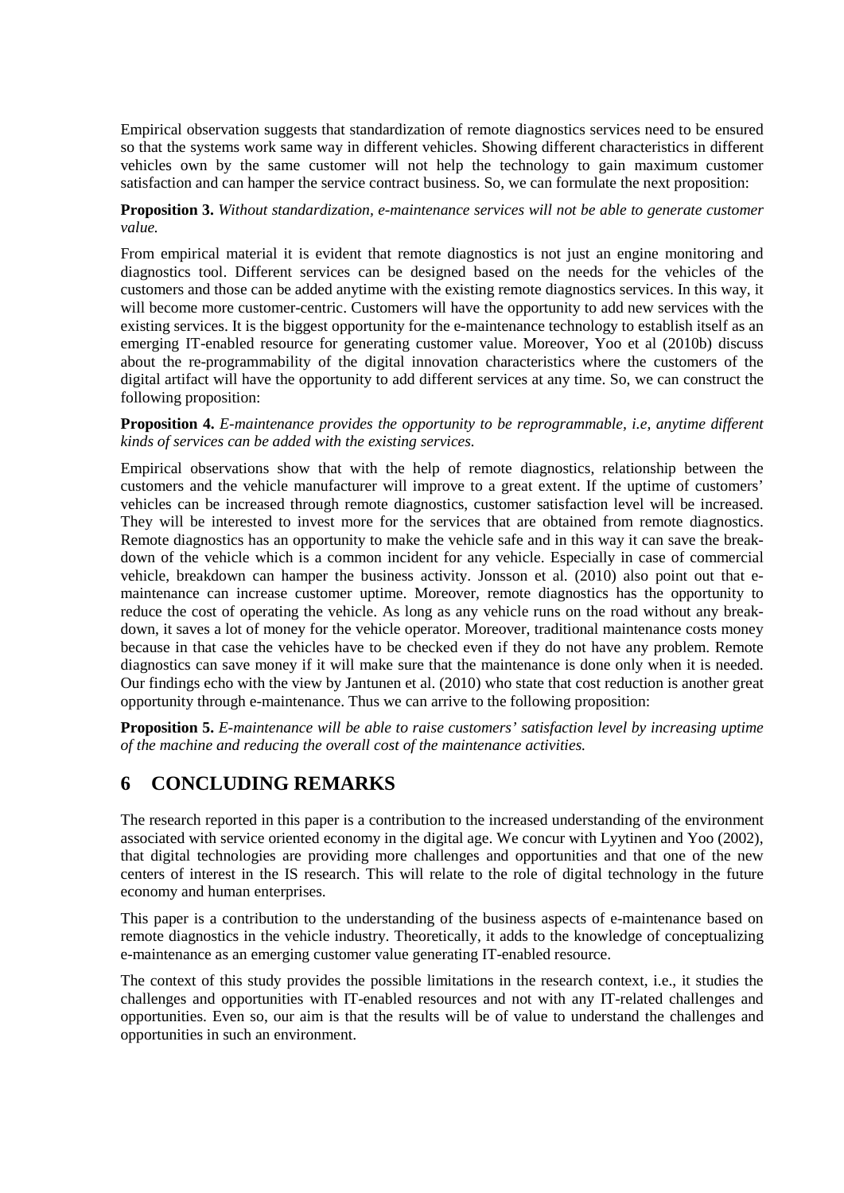Empirical observation suggests that standardization of remote diagnostics services need to be ensured so that the systems work same way in different vehicles. Showing different characteristics in different vehicles own by the same customer will not help the technology to gain maximum customer satisfaction and can hamper the service contract business. So, we can formulate the next proposition:

**Proposition 3.** *Without standardization, e-maintenance services will not be able to generate customer value.*

From empirical material it is evident that remote diagnostics is not just an engine monitoring and diagnostics tool. Different services can be designed based on the needs for the vehicles of the customers and those can be added anytime with the existing remote diagnostics services. In this way, it will become more customer-centric. Customers will have the opportunity to add new services with the existing services. It is the biggest opportunity for the e-maintenance technology to establish itself as an emerging IT-enabled resource for generating customer value. Moreover, Yoo et al (2010b) discuss about the re-programmability of the digital innovation characteristics where the customers of the digital artifact will have the opportunity to add different services at any time. So, we can construct the following proposition:

**Proposition 4.** *E-maintenance provides the opportunity to be reprogrammable, i.e, anytime different kinds of services can be added with the existing services.*

Empirical observations show that with the help of remote diagnostics, relationship between the customers and the vehicle manufacturer will improve to a great extent. If the uptime of customers' vehicles can be increased through remote diagnostics, customer satisfaction level will be increased. They will be interested to invest more for the services that are obtained from remote diagnostics. Remote diagnostics has an opportunity to make the vehicle safe and in this way it can save the breakdown of the vehicle which is a common incident for any vehicle. Especially in case of commercial vehicle, breakdown can hamper the business activity. Jonsson et al. (2010) also point out that e-maintenance can increase customer uptime. Moreover, remote diagnostics has the opportunity to reduce the cost of operating the vehicle. As long as any vehicle runs on the road without any breakdown, it saves a lot of money for the vehicle operator. Moreover, traditional maintenance costs money because in that case the vehicles have to be checked even if they do not have any problem. Remote diagnostics can save money if it will make sure that the maintenance is done only when it is needed. Our findings echo with the view by Jantunen et al. (2010) who state that cost reduction is another great opportunity through e-maintenance. Thus we can arrive to the following proposition:

**Proposition 5.** *E-maintenance will be able to raise customers' satisfaction level by increasing uptime of the machine and reducing the overall cost of the maintenance activities.*

# 6 CONCLUDING REMARKS

The research reported in this paper is a contribution to the increased understanding of the environment associated with service oriented economy in the digital age. We concur with Lyytinen and Yoo (2002), that digital technologies are providing more challenges and opportunities and that one of the new centers of interest in the IS research. This will relate to the role of digital technology in the future economy and human enterprises.

This paper is a contribution to the understanding of the business aspects of e-maintenance based on remote diagnostics in the vehicle industry. Theoretically, it adds to the knowledge of conceptualizing e-maintenance as an emerging customer value generating IT-enabled resource.

The context of this study provides the possible limitations in the research context, i.e., it studies the challenges and opportunities with IT-enabled resources and not with any IT-related challenges and opportunities. Even so, our aim is that the results will be of value to understand the challenges and opportunities in such an environment.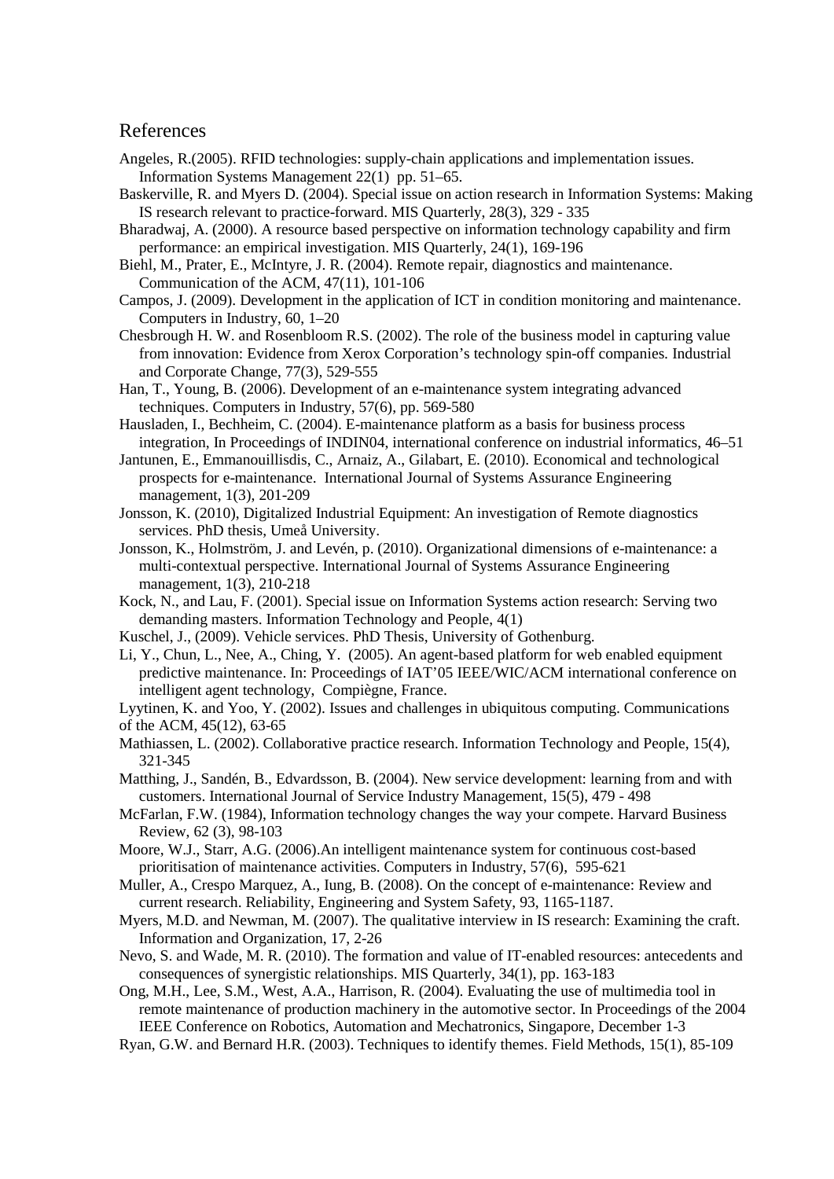## References

Angeles, R.(2005). RFID technologies: supply-chain applications and implementation issues. Information Systems Management 22(1) pp. 51–65.

Baskerville, R. and Myers D. (2004). Special issue on action research in Information Systems: Making IS research relevant to practice-forward. MIS Quarterly, 28(3), 329 - 335

Bharadwaj, A. (2000). A resource based perspective on information technology capability and firm performance: an empirical investigation. MIS Quarterly, 24(1), 169-196

Biehl, M., Prater, E., McIntyre, J. R. (2004). Remote repair, diagnostics and maintenance. Communication of the ACM, 47(11), 101-106

Campos, J. (2009). Development in the application of ICT in condition monitoring and maintenance. Computers in Industry, 60, 1–20

Chesbrough H. W. and Rosenbloom R.S. (2002). The role of the business model in capturing value from innovation: Evidence from Xerox Corporation's technology spin-off companies. Industrial and Corporate Change, 77(3), 529-555

Han, T., Young, B. (2006). Development of an e-maintenance system integrating advanced techniques. Computers in Industry, 57(6), pp. 569-580

Hausladen, I., Bechheim, C. (2004). E-maintenance platform as a basis for business process integration, In Proceedings of INDIN04, international conference on industrial informatics, 46–51

Jantunen, E., Emmanouillsdis, C., Arnaiz, A., Gilabart, E. (2010). Economical and technological prospects for e-maintenance. International Journal of Systems Assurance Engineering management, 1(3), 201-209

Jonsson, K. (2010), Digitalized Industrial Equipment: An investigation of Remote diagnostics services. PhD thesis, Umeå University.

Jonsson, K., Holmström, J. and Levén, p. (2010). Organizational dimensions of e-maintenance: a multi-contextual perspective. International Journal of Systems Assurance Engineering management, 1(3), 210-218

Kock, N., and Lau, F. (2001). Special issue on Information Systems action research: Serving two demanding masters. Information Technology and People, 4(1)

Kuschel, J., (2009). Vehicle services. PhD Thesis, University of Gothenburg.

Li, Y., Chun, L., Nee, A., Ching, Y. (2005). An agent-based platform for web enabled equipment predictive maintenance. In: Proceedings of IAT'05 IEEE/WIC/ACM international conference on intelligent agent technology, Compiègne, France.

Lyytinen, K. and Yoo, Y. (2002). Issues and challenges in ubiquitous computing. Communications of the ACM, 45(12), 63-65

Mathiassen, L. (2002). Collaborative practice research. Information Technology and People, 15(4), 321-345

Matthing, J., Sandén, B., Edvardsson, B. (2004). New service development: learning from and with customers. International Journal of Service Industry Management, 15(5), 479 - 498

McFarlan, F.W. (1984), Information technology changes the way your compete. Harvard Business Review, 62 (3), 98-103

Moore, W.J., Starr, A.G. (2006).An intelligent maintenance system for continuous cost-based prioritisation of maintenance activities. Computers in Industry, 57(6), 595-621

Muller, A., Crespo Marquez, A., Iung, B. (2008). On the concept of e-maintenance: Review and current research. Reliability, Engineering and System Safety, 93, 1165-1187.

Myers, M.D. and Newman, M. (2007). The qualitative interview in IS research: Examining the craft. Information and Organization, 17, 2-26

Nevo, S. and Wade, M. R. (2010). The formation and value of IT-enabled resources: antecedents and consequences of synergistic relationships. MIS Quarterly, 34(1), pp. 163-183

Ong, M.H., Lee, S.M., West, A.A., Harrison, R. (2004). Evaluating the use of multimedia tool in remote maintenance of production machinery in the automotive sector. In Proceedings of the 2004 IEEE Conference on Robotics, Automation and Mechatronics, Singapore, December 1-3

Ryan, G.W. and Bernard H.R. (2003). Techniques to identify themes. Field Methods, 15(1), 85-109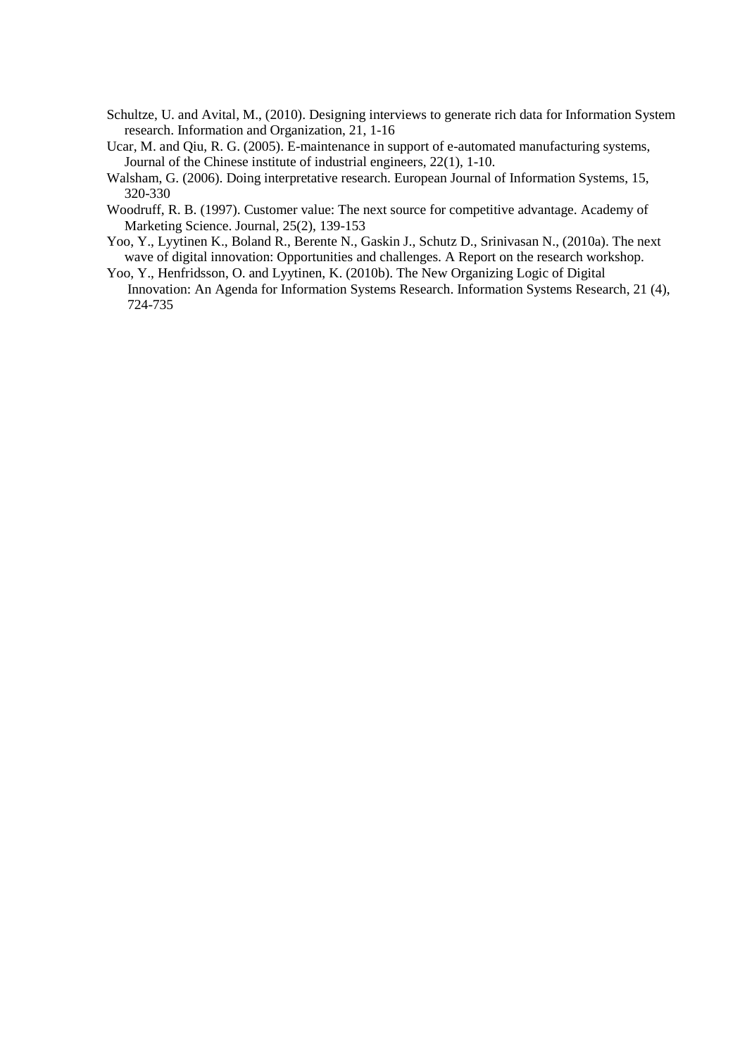Schultze, U. and Avital, M., (2010). Designing interviews to generate rich data for Information System research. Information and Organization, 21, 1-16

Ucar, M. and Qiu, R. G. (2005). E-maintenance in support of e-automated manufacturing systems, Journal of the Chinese institute of industrial engineers, 22(1), 1-10.

Walsham, G. (2006). Doing interpretative research. European Journal of Information Systems, 15, 320-330

Woodruff, R. B. (1997). Customer value: The next source for competitive advantage. Academy of Marketing Science. Journal, 25(2), 139-153

Yoo, Y., Lyytinen K., Boland R., Berente N., Gaskin J., Schutz D., Srinivasan N., (2010a). The next wave of digital innovation: Opportunities and challenges. A Report on the research workshop.

Yoo, Y., Henfridsson, O. and Lyytinen, K. (2010b). The New Organizing Logic of Digital Innovation: An Agenda for Information Systems Research. Information Systems Research, 21 (4), 724-735